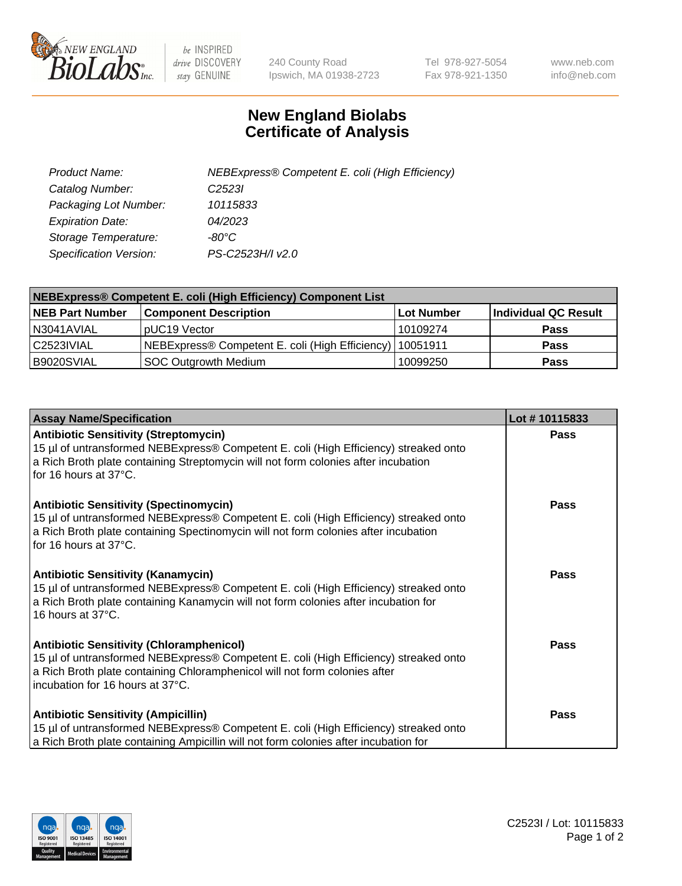# New England Biolabs Certificate of Analysis

| | |
|---|---|
| *Product Name:* | *NEBExpress® Competent E. coli (High Efficiency)* |
| *Catalog Number:* | *C2523I* |
| *Packaging Lot Number:* | *10115833* |
| *Expiration Date:* | *04/2023* |
| *Storage Temperature:* | *-80°C* |
| *Specification Version:* | *PS-C2523H/I v2.0* |

| **NEBExpress® Competent E. coli (High Efficiency) Component List** | | | |
|---|---|---|---|
| **NEB Part Number** | **Component Description** | **Lot Number** | **Individual QC Result** |
| N3041AVIAL | pUC19 Vector | 10109274 | **Pass** |
| C2523IVIAL | NEBExpress® Competent E. coli (High Efficiency) | 10051911 | **Pass** |
| B9020SVIAL | SOC Outgrowth Medium | 10099250 | **Pass** |

| **Assay Name/Specification** | **Lot # 10115833** |
|---|---|
| **Antibiotic Sensitivity (Streptomycin)** 15 µl of untransformed NEBExpress® Competent E. coli (High Efficiency) streaked onto a Rich Broth plate containing Streptomycin will not form colonies after incubation for 16 hours at 37°C. | **Pass** |
| **Antibiotic Sensitivity (Spectinomycin)** 15 µl of untransformed NEBExpress® Competent E. coli (High Efficiency) streaked onto a Rich Broth plate containing Spectinomycin will not form colonies after incubation for 16 hours at 37°C. | **Pass** |
| **Antibiotic Sensitivity (Kanamycin)** 15 µl of untransformed NEBExpress® Competent E. coli (High Efficiency) streaked onto a Rich Broth plate containing Kanamycin will not form colonies after incubation for 16 hours at 37°C. | **Pass** |
| **Antibiotic Sensitivity (Chloramphenicol)** 15 µl of untransformed NEBExpress® Competent E. coli (High Efficiency) streaked onto a Rich Broth plate containing Chloramphenicol will not form colonies after incubation for 16 hours at 37°C. | **Pass** |
| **Antibiotic Sensitivity (Ampicillin)** 15 µl of untransformed NEBExpress® Competent E. coli (High Efficiency) streaked onto a Rich Broth plate containing Ampicillin will not form colonies after incubation for | **Pass** |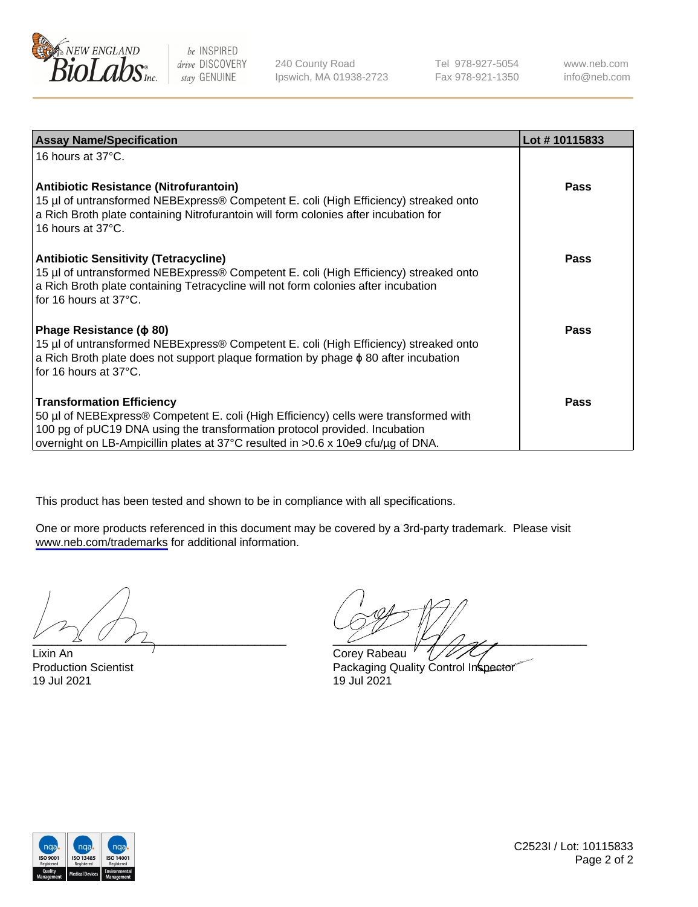| Assay Name/Specification | Lot # 10115833 |
|---|---|
| 16 hours at 37°C. | |
| **Antibiotic Resistance (Nitrofurantoin)**<br>15 µl of untransformed NEBExpress® Competent E. coli (High Efficiency) streaked onto a Rich Broth plate containing Nitrofurantoin will form colonies after incubation for 16 hours at 37°C. | **Pass** |
| **Antibiotic Sensitivity (Tetracycline)**<br>15 µl of untransformed NEBExpress® Competent E. coli (High Efficiency) streaked onto a Rich Broth plate containing Tetracycline will not form colonies after incubation for 16 hours at 37°C. | **Pass** |
| **Phage Resistance (ϕ 80)**<br>15 µl of untransformed NEBExpress® Competent E. coli (High Efficiency) streaked onto a Rich Broth plate does not support plaque formation by phage ϕ 80 after incubation for 16 hours at 37°C. | **Pass** |
| **Transformation Efficiency**<br>50 µl of NEBExpress® Competent E. coli (High Efficiency) cells were transformed with 100 pg of pUC19 DNA using the transformation protocol provided. Incubation overnight on LB-Ampicillin plates at 37°C resulted in >0.6 x 10e9 cfu/µg of DNA. | **Pass** |

This product has been tested and shown to be in compliance with all specifications.

One or more products referenced in this document may be covered by a 3rd-party trademark. Please visit www.neb.com/trademarks for additional information.

Lixin An
Production Scientist
19 Jul 2021

Corey Rabeau
Packaging Quality Control Inspector
19 Jul 2021

C2523I / Lot: 10115833